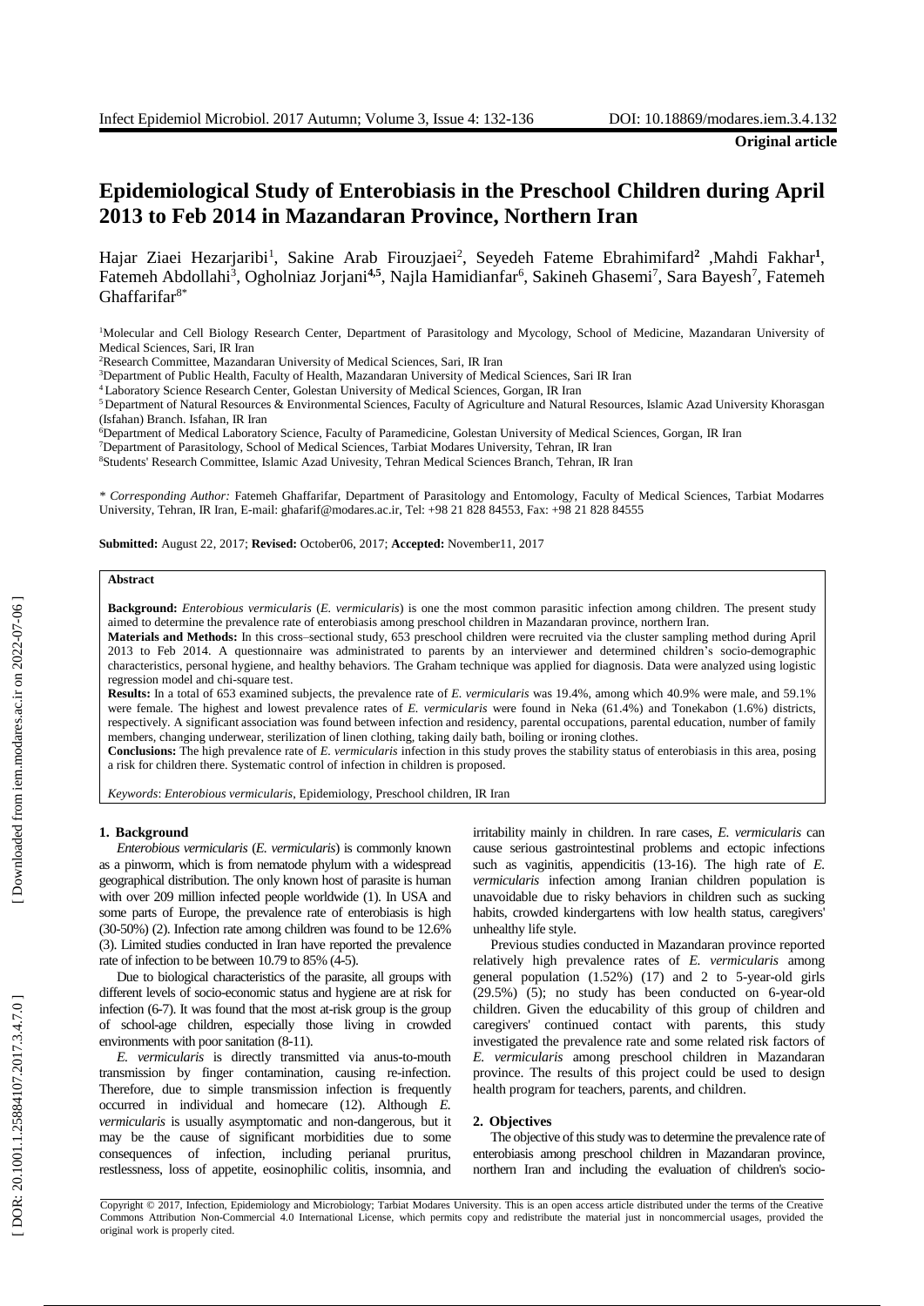**Original article**

# Epidemiological Study of Enterobiasis in the Preschool Children during April 2013 to Feb 2014 in Mazandaran Province, Northern Iran

Hajar Ziaei Hezarjaribi[1], Sakine Arab Firouzjaei[2], Seyedeh Fateme Ebrahimifard[2] ,Mahdi Fakhar[1], Fatemeh Abdollahi[3], Ogholniaz Jorjani[4,5], Najla Hamidianfar[6], Sakineh Ghasemi[7], Sara Bayesh[7], Fatemeh Ghaffarifar[8*]

[1]Molecular and Cell Biology Research Center, Department of Parasitology and Mycology, School of Medicine, Mazandaran University of Medical Sciences, Sari, IR Iran

[2]Research Committee, Mazandaran University of Medical Sciences, Sari, IR Iran

[3]Department of Public Health, Faculty of Health, Mazandaran University of Medical Sciences, Sari IR Iran

[4] Laboratory Science Research Center, Golestan University of Medical Sciences, Gorgan, IR Iran

[5] Department of Natural Resources & Environmental Sciences, Faculty of Agriculture and Natural Resources, Islamic Azad University Khorasgan (Isfahan) Branch. Isfahan, IR Iran

[6]Department of Medical Laboratory Science, Faculty of Paramedicine, Golestan University of Medical Sciences, Gorgan, IR Iran

[7]Department of Parasitology, School of Medical Sciences, Tarbiat Modares University, Tehran, IR Iran

[8]Students' Research Committee, Islamic Azad Univesity, Tehran Medical Sciences Branch, Tehran, IR Iran

*\* Corresponding Author:* Fatemeh Ghaffarifar, Department of Parasitology and Entomology, Faculty of Medical Sciences, Tarbiat Modarres University, Tehran, IR Iran, E-mail: ghafarif@modares.ac.ir, Tel: +98 21 828 84553, Fax: +98 21 828 84555

**Submitted:** August 22, 2017; **Revised:** October06, 2017; **Accepted:** November11, 2017

**Abstract**

**Background:** *Enterobious vermicularis* (*E. vermicularis*) is one the most common parasitic infection among children. The present study aimed to determine the prevalence rate of enterobiasis among preschool children in Mazandaran province, northern Iran.

**Materials and Methods:** In this cross–sectional study, 653 preschool children were recruited via the cluster sampling method during April 2013 to Feb 2014. A questionnaire was administrated to parents by an interviewer and determined children's socio-demographic characteristics, personal hygiene, and healthy behaviors. The Graham technique was applied for diagnosis. Data were analyzed using logistic regression model and chi-square test.

**Results:** In a total of 653 examined subjects, the prevalence rate of *E. vermicularis* was 19.4%, among which 40.9% were male, and 59.1% were female. The highest and lowest prevalence rates of *E. vermicularis* were found in Neka (61.4%) and Tonekabon (1.6%) districts, respectively. A significant association was found between infection and residency, parental occupations, parental education, number of family members, changing underwear, sterilization of linen clothing, taking daily bath, boiling or ironing clothes.

**Conclusions:** The high prevalence rate of *E. vermicularis* infection in this study proves the stability status of enterobiasis in this area, posing a risk for children there. Systematic control of infection in children is proposed.

*Keywords*: *Enterobious vermicularis*, Epidemiology, Preschool children, IR Iran

## 1. Background

*Enterobious vermicularis* (*E. vermicularis*) is commonly known as a pinworm, which is from nematode phylum with a widespread geographical distribution. The only known host of parasite is human with over 209 million infected people worldwide (1). In USA and some parts of Europe, the prevalence rate of enterobiasis is high (30-50%) (2). Infection rate among children was found to be 12.6% (3). Limited studies conducted in Iran have reported the prevalence rate of infection to be between 10.79 to 85% (4-5).

Due to biological characteristics of the parasite, all groups with different levels of socio-economic status and hygiene are at risk for infection (6-7). It was found that the most at-risk group is the group of school-age children, especially those living in crowded environments with poor sanitation (8-11).

*E. vermicularis* is directly transmitted via anus-to-mouth transmission by finger contamination, causing re-infection. Therefore, due to simple transmission infection is frequently occurred in individual and homecare (12). Although *E. vermicularis* is usually asymptomatic and non-dangerous, but it may be the cause of significant morbidities due to some consequences of infection, including perianal pruritus, restlessness, loss of appetite, eosinophilic colitis, insomnia, and irritability mainly in children. In rare cases, *E. vermicularis* can cause serious gastrointestinal problems and ectopic infections such as vaginitis, appendicitis (13-16). The high rate of *E. vermicularis* infection among Iranian children population is unavoidable due to risky behaviors in children such as sucking habits, crowded kindergartens with low health status, caregivers' unhealthy life style.

Previous studies conducted in Mazandaran province reported relatively high prevalence rates of *E. vermicularis* among general population (1.52%) (17) and 2 to 5-year-old girls (29.5%) (5); no study has been conducted on 6-year-old children. Given the educability of this group of children and caregivers' continued contact with parents, this study investigated the prevalence rate and some related risk factors of *E. vermicularis* among preschool children in Mazandaran province. The results of this project could be used to design health program for teachers, parents, and children.

## 2. Objectives

The objective of this study was to determine the prevalence rate of enterobiasis among preschool children in Mazandaran province, northern Iran and including the evaluation of children's socio-

Copyright © 2017, Infection, Epidemiology and Microbiology; Tarbiat Modares University. This is an open access article distributed under the terms of the Creative Commons Attribution Non-Commercial 4.0 International License, which permits copy and redistribute the material just in noncommercial usages, provided the original work is properly cited.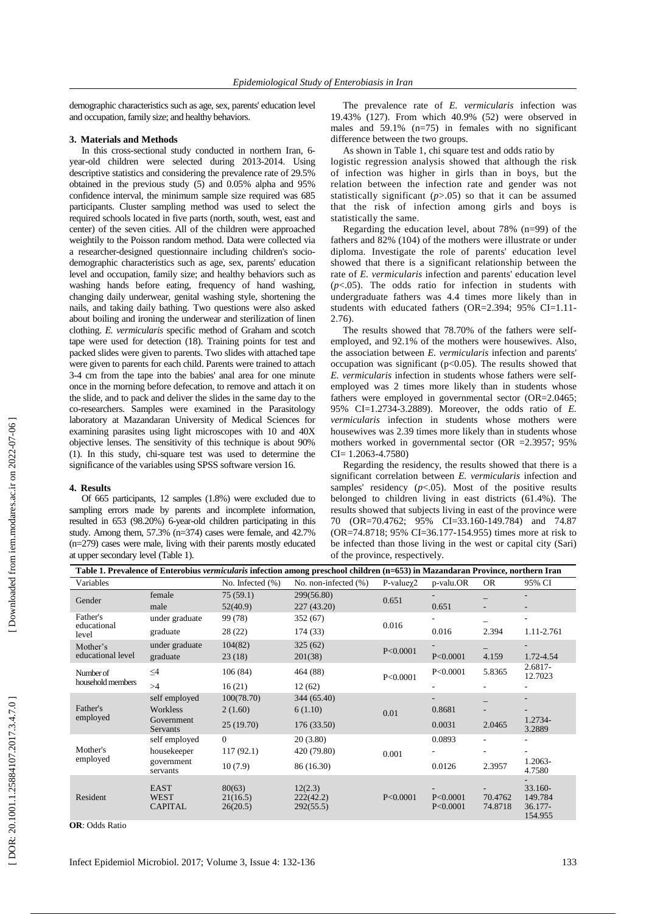demographic characteristics such as age, sex, parents' education level and occupation, family size; and healthy behaviors.

### 3. Materials and Methods

In this cross-sectional study conducted in northern Iran, 6-year-old children were selected during 2013-2014. Using descriptive statistics and considering the prevalence rate of 29.5% obtained in the previous study (5) and 0.05% alpha and 95% confidence interval, the minimum sample size required was 685 participants. Cluster sampling method was used to select the required schools located in five parts (north, south, west, east and center) of the seven cities. All of the children were approached weightily to the Poisson random method. Data were collected via a researcher-designed questionnaire including children's socio-demographic characteristics such as age, sex, parents' education level and occupation, family size; and healthy behaviors such as washing hands before eating, frequency of hand washing, changing daily underwear, genital washing style, shortening the nails, and taking daily bathing. Two questions were also asked about boiling and ironing the underwear and sterilization of linen clothing. *E. vermicularis* specific method of Graham and scotch tape were used for detection (18). Training points for test and packed slides were given to parents. Two slides with attached tape were given to parents for each child. Parents were trained to attach 3-4 cm from the tape into the babies' anal area for one minute once in the morning before defecation, to remove and attach it on the slide, and to pack and deliver the slides in the same day to the co-researchers. Samples were examined in the Parasitology laboratory at Mazandaran University of Medical Sciences for examining parasites using light microscopes with 10 and 40X objective lenses. The sensitivity of this technique is about 90% (1). In this study, chi-square test was used to determine the significance of the variables using SPSS software version 16.

### 4. Results

Of 665 participants, 12 samples (1.8%) were excluded due to sampling errors made by parents and incomplete information, resulted in 653 (98.20%) 6-year-old children participating in this study. Among them, 57.3% (n=374) cases were female, and 42.7% (n=279) cases were male, living with their parents mostly educated at upper secondary level (Table 1).

The prevalence rate of *E. vermicularis* infection was 19.43% (127). From which 40.9% (52) were observed in males and 59.1% (n=75) in females with no significant difference between the two groups.

As shown in Table 1, chi square test and odds ratio by logistic regression analysis showed that although the risk of infection was higher in girls than in boys, but the relation between the infection rate and gender was not statistically significant ($p$>.05) so that it can be assumed that the risk of infection among girls and boys is statistically the same.

Regarding the education level, about 78% (n=99) of the fathers and 82% (104) of the mothers were illustrate or under diploma. Investigate the role of parents' education level showed that there is a significant relationship between the rate of *E. vermicularis* infection and parents' education level ($p$<.05). The odds ratio for infection in students with undergraduate fathers was 4.4 times more likely than in students with educated fathers (OR=2.394; 95% CI=1.11-2.76).

The results showed that 78.70% of the fathers were self-employed, and 92.1% of the mothers were housewives. Also, the association between *E. vermicularis* infection and parents' occupation was significant (p<0.05). The results showed that *E. vermicularis* infection in students whose fathers were self-employed was 2 times more likely than in students whose fathers were employed in governmental sector (OR=2.0465; 95% CI=1.2734-3.2889). Moreover, the odds ratio of *E. vermicularis* infection in students whose mothers were housewives was 2.39 times more likely than in students whose mothers worked in governmental sector (OR =2.3957; 95% CI= 1.2063-4.7580)

Regarding the residency, the results showed that there is a significant correlation between *E. vermicularis* infection and samples' residency ($p$<.05). Most of the positive results belonged to children living in east districts (61.4%). The results showed that subjects living in east of the province were 70 (OR=70.4762; 95% CI=33.160-149.784) and 74.87 (OR=74.8718; 95% CI=36.177-154.955) times more at risk to be infected than those living in the west or capital city (Sari) of the province, respectively.

**Table 1. Prevalence of Enterobius *vermicularis* infection among preschool children (n=653) in Mazandaran Province, northern Iran**

| Variables | | No. Infected (%) | No. non-infected (%) | P-value$\chi2$ | p-valu.OR | OR | 95% CI |
|---|---|---|---|---|---|---|---|
| Gender | female | 75 (59.1) | 299(56.80) | 0.651 | - | _ | - |
| | male | 52(40.9) | 227 (43.20) | | 0.651 | - | - |
| Father's educational level | under graduate | 99 (78) | 352 (67) | 0.016 | - | _ | - |
| | graduate | 28 (22) | 174 (33) | | 0.016 | 2.394 | 1.11-2.761 |
| Mother's educational level | under graduate | 104(82) | 325 (62) | P<0.0001 | - | _ | - |
| | graduate | 23 (18) | 201(38) | | P<0.0001 | 4.159 | 1.72-4.54 |
| Number of household members | ≤4 | 106 (84) | 464 (88) | P<0.0001 | P<0.0001 | 5.8365 | 2.6817-12.7023 |
| | >4 | 16 (21) | 12 (62) | | - | - | - |
| Father's employed | self employed | 100(78.70) | 344 (65.40) | 0.01 | - | _ | - |
| | Workless | 2 (1.60) | 6 (1.10) | | 0.8681 | - | - |
| | Government Servants | 25 (19.70) | 176 (33.50) | | 0.0031 | 2.0465 | 1.2734-3.2889 |
| Mother's employed | self employed | 0 | 20 (3.80) | 0.001 | 0.0893 | - | - |
| | housekeeper | 117 (92.1) | 420 (79.80) | | - | - | - |
| | government servants | 10 (7.9) | 86 (16.30) | | 0.0126 | 2.3957 | 1.2063-4.7580 |
| Resident | EAST | 80(63) | 12(2.3) | P<0.0001 | - | - | - |
| | WEST | 21(16.5) | 222(42.2) | | P<0.0001 | 70.4762 | 33.160-149.784 |
| | CAPITAL | 26(20.5) | 292(55.5) | | P<0.0001 | 74.8718 | 36.177-154.955 |

**OR**: Odds Ratio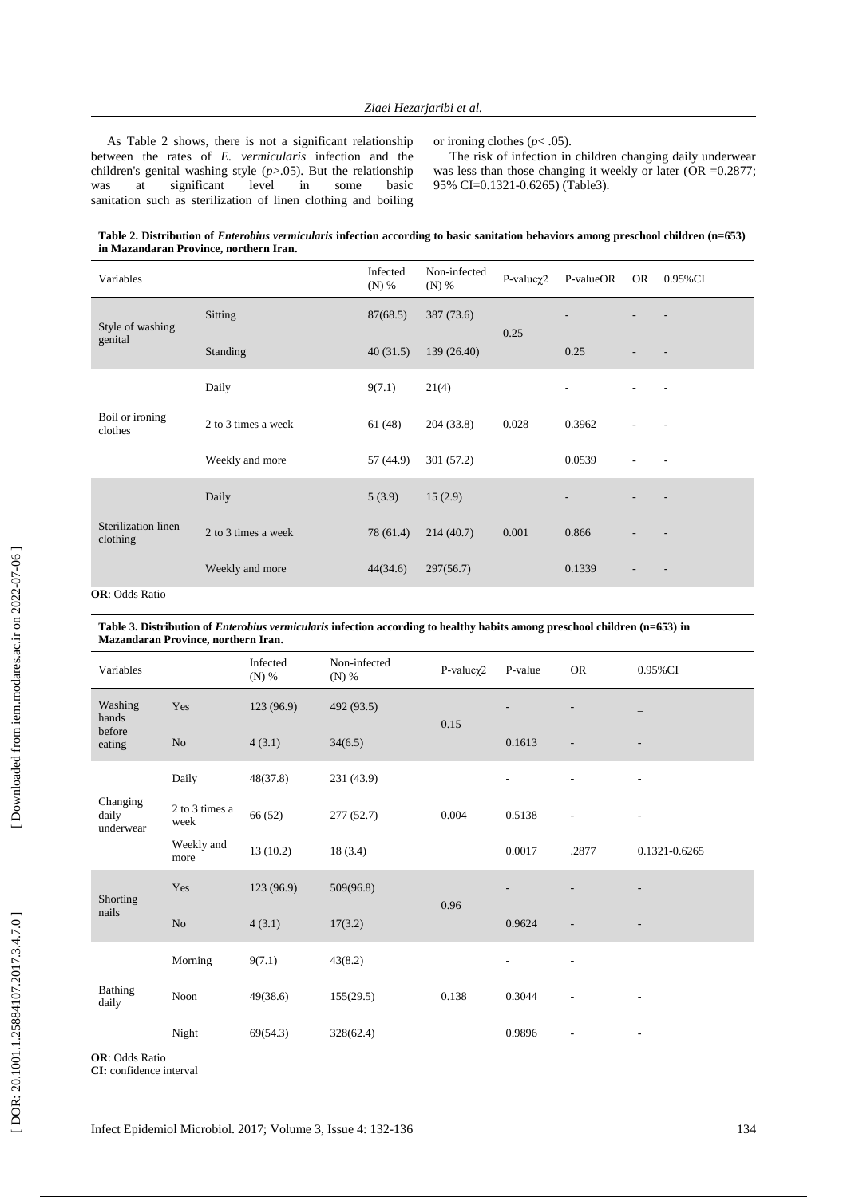As Table 2 shows, there is not a significant relationship between the rates of *E. vermicularis* infection and the children's genital washing style (*p*>.05). But the relationship was at significant level in some basic sanitation such as sterilization of linen clothing and boiling or ironing clothes (*p*< .05).

The risk of infection in children changing daily underwear was less than those changing it weekly or later (OR =0.2877; 95% CI=0.1321-0.6265) (Table3).

**Table 2. Distribution of *Enterobius vermicularis* infection according to basic sanitation behaviors among preschool children (n=653) in Mazandaran Province, northern Iran.**

| Variables | | Infected (N) % | Non-infected (N) % | P-value$\chi2$ | P-valueOR | OR | 0.95%CI |
|---|---|---|---|---|---|---|---|
| Style of washing genital | Sitting | 87(68.5) | 387 (73.6) | 0.25 | - | - | - |
| | Standing | 40 (31.5) | 139 (26.40) | | 0.25 | - | - |
| Boil or ironing clothes | Daily | 9(7.1) | 21(4) | 0.028 | - | - | - |
| | 2 to 3 times a week | 61 (48) | 204 (33.8) | | 0.3962 | - | - |
| | Weekly and more | 57 (44.9) | 301 (57.2) | | 0.0539 | - | - |
| Sterilization linen clothing | Daily | 5 (3.9) | 15 (2.9) | 0.001 | - | - | - |
| | 2 to 3 times a week | 78 (61.4) | 214 (40.7) | | 0.866 | - | - |
| | Weekly and more | 44(34.6) | 297(56.7) | | 0.1339 | - | - |

**OR**: Odds Ratio

**Table 3. Distribution of *Enterobius vermicularis* infection according to healthy habits among preschool children (n=653) in Mazandaran Province, northern Iran.**

| Variables | | Infected (N) % | Non-infected (N) % | P-value$\chi2$ | P-value | OR | 0.95%CI |
|---|---|---|---|---|---|---|---|
| Washing hands before eating | Yes | 123 (96.9) | 492 (93.5) | 0.15 | - | - | _ |
| | No | 4 (3.1) | 34(6.5) | | 0.1613 | - | - |
| Changing daily underwear | Daily | 48(37.8) | 231 (43.9) | 0.004 | - | - | - |
| | 2 to 3 times a week | 66 (52) | 277 (52.7) | | 0.5138 | - | - |
| | Weekly and more | 13 (10.2) | 18 (3.4) | | 0.0017 | .2877 | 0.1321-0.6265 |
| Shorting nails | Yes | 123 (96.9) | 509(96.8) | 0.96 | - | - | - |
| | No | 4 (3.1) | 17(3.2) | | 0.9624 | - | - |
| Bathing daily | Morning | 9(7.1) | 43(8.2) | 0.138 | - | - | |
| | Noon | 49(38.6) | 155(29.5) | | 0.3044 | - | - |
| | Night | 69(54.3) | 328(62.4) | | 0.9896 | - | - |

**OR**: Odds Ratio
**CI:** confidence interval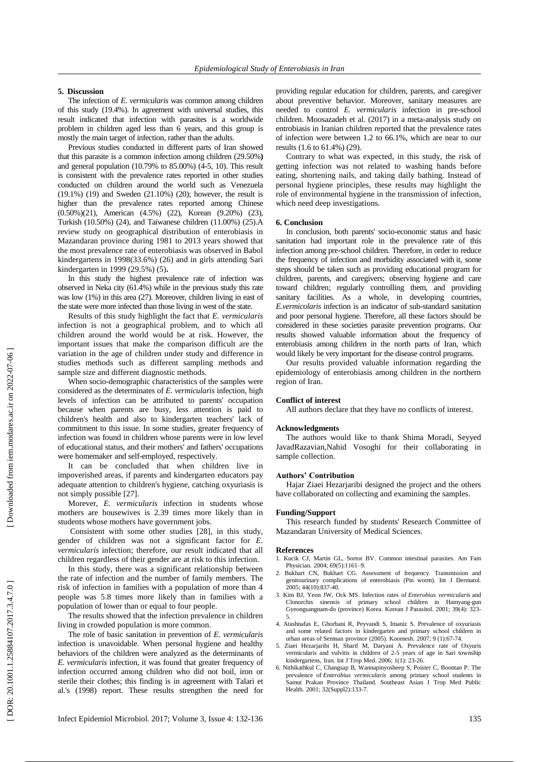## 5. Discussion

The infection of *E. vermicularis* was common among children of this study (19.4%). In agreement with universal studies, this result indicated that infection with parasites is a worldwide problem in children aged less than 6 years, and this group is mostly the main target of infection, rather than the adults.

Previous studies conducted in different parts of Iran showed that this parasite is a common infection among children (29.50%**)** and general population (10.79% to 85.00%) (4-5, 10). This result is consistent with the prevalence rates reported in other studies conducted on children around the world such as Venezuela (19.1%) (19) and Sweden (21.10%) (20); however, the result is higher than the prevalence rates reported among Chinese (0.50%)(21), American (4.5%) (22), Korean (9.20%) (23), Turkish (10.50%) (24), and Taiwanese children (11.00%) (25).A review study on geographical distribution of enterobiasis in Mazandaran province during 1981 to 2013 years showed that the most prevalence rate of enterobiasis was observed in Babol kindergartens in 1998(33.6%) (26) and in girls attending Sari kindergarten in 1999 (29.5%) (5)**.**

In this study the highest prevalence rate of infection was observed in Neka city (61.4%) while in the previous study this rate was low (1%) in this area (27). Moreover, children living in east of the state were more infected than those living in west of the state.

Results of this study highlight the fact that *E. vermicularis* infection is not a geographical problem, and to which all children around the world would be at risk. However, the important issues that make the comparison difficult are the variation in the age of children under study and difference in studies methods such as different sampling methods and sample size and different diagnostic methods.

When socio-demographic characteristics of the samples were considered as the determinates of *E. vermicularis* infection, high levels of infection can be attributed to parents' occupation because when parents are busy, less attention is paid to children's health and also to kindergarten teachers' lack of commitment to this issue. In some studies, greater frequency of infection was found in children whose parents were in low level of educational status, and their mothers' and fathers' occupations were homemaker and self-employed, respectively.

It can be concluded that when children live in impoverished areas, if parents and kindergarten educators pay adequate attention to children's hygiene, catching oxyuriasis is not simply possible [27].

Morever, *E. vermicularis* infection in students whose mothers are housewives is 2.39 times more likely than in students whose mothers have government jobs.

Consistent with some other studies [28], in this study, gender of children was not a significant factor for *E. vermicularis* infection; therefore, our result indicated that all children regardless of their gender are at risk to this infection.

In this study, there was a significant relationship between the rate of infection and the number of family members. The risk of infection in families with a population of more than 4 people was 5.8 times more likely than in families with a population of lower than or equal to four people.

The results showed that the infection prevalence in children living in crowded population is more common.

The role of basic sanitation in prevention of *E. vermicularis* infection is unavoidable. When personal hygiene and healthy behaviors of the children were analyzed as the determinants of *E. vermicularis* infection, it was found that greater frequency of infection occurred among children who did not boil, iron or sterile their clothes; this finding is in agreement with Talari et al.'s (1998) report. These results strengthen the need for providing regular education for children, parents, and caregiver about preventive behavior. Moreover, sanitary measures are needed to control *E. vermicularis* infection in pre-school children. Moosazadeh et al. (2017) in a meta-analysis study on entrobiasis in Iranian children reported that the prevalence rates of infection were between 1.2 to 66.1%, which are near to our results (1.6 to 61.4%) (29).

Contrary to what was expected, in this study, the risk of getting infection was not related to washing hands before eating, shortening nails, and taking daily bathing. Instead of personal hygiene principles, these results may highlight the role of environmental hygiene in the transmission of infection, which need deep investigations.

## 6. Conclusion

In conclusion, both parents' socio-economic status and basic sanitation had important role in the prevalence rate of this infection among pre-school children. Therefore, in order to reduce the frequency of infection and morbidity associated with it, some steps should be taken such as providing educational program for children, parents, and caregivers; observing hygiene and care toward children; regularly controlling them, and providing sanitary facilities. As a whole, in developing countries, *E.vermicolaris* infection is an indicator of sub-standard sanitation and poor personal hygiene. Therefore, all these factors should be considered in these societies parasite prevention programs. Our results showed valuable information about the frequency of enterobiasis among children in the north parts of Iran, which would likely be very important for the disease control programs.

Our results provided valuable information regarding the epidemiology of enterobiasis among children in the northern region of Iran.

### Conflict of interest

All authors declare that they have no conflicts of interest.

### Acknowledgments

The authors would like to thank Shima Moradi, Seyyed JavadRazavian,Nahid Vosoghi for their collaborating in sample collection.

### Authors' Contribution

Hajar Ziaei Hezarjaribi designed the project and the others have collaborated on collecting and examining the samples.

### Funding/Support

This research funded by students' Research Committee of Mazandaran University of Medical Sciences.

### References

1. Kucik CJ, Martin GL, Sortor BV. Common intestinal parasites. Am Fam Physician. 2004; 69(5):1161–9.
2. Bukhart CN, Bukhart CG. Assessment of frequency. Transmission and genitourinary complications of enterobiasis (Pin worm). Int J Dermatol. 2005; 44(10):837-40.
3. Kim BJ, Yeon JW, Ock MS. Infection rates of *Enterobius vermicularis* and Clonorchis sinensis of primary school children in Hamyang-gun Gyeongsangnam-do (province) Korea. Korean J Parasitol. 2001; 39(4): 323-5.
4. Atashnafas E, Ghorbani R, Peyvandi S, Imaniz S. Prevalence of oxyuriasis and some related factors in kindergarten and primary school children in urban areas of Semnan province (2005). Koomesh. 2007; 9 (1):67-74.
5. Ziaei Hezarjaribi H, Sharif M, Daryani A. Prevalence rate of Oxyuris vermicularis and vulvitis in children of 2-5 years of age in Sari township kindergartens, Iran. Int J Trop Med. 2006; 1(1): 23-26.
6. Nithikathkul C, Changsap B, Wannapinyosheep S, Poister C, Boontan P. The prevalence of *Enterobius vermicularis* among primary school students in Samut Prakan Province Thailand. Southeast Asian J Trop Med Public Health. 2001; 32(Suppl2):133-7.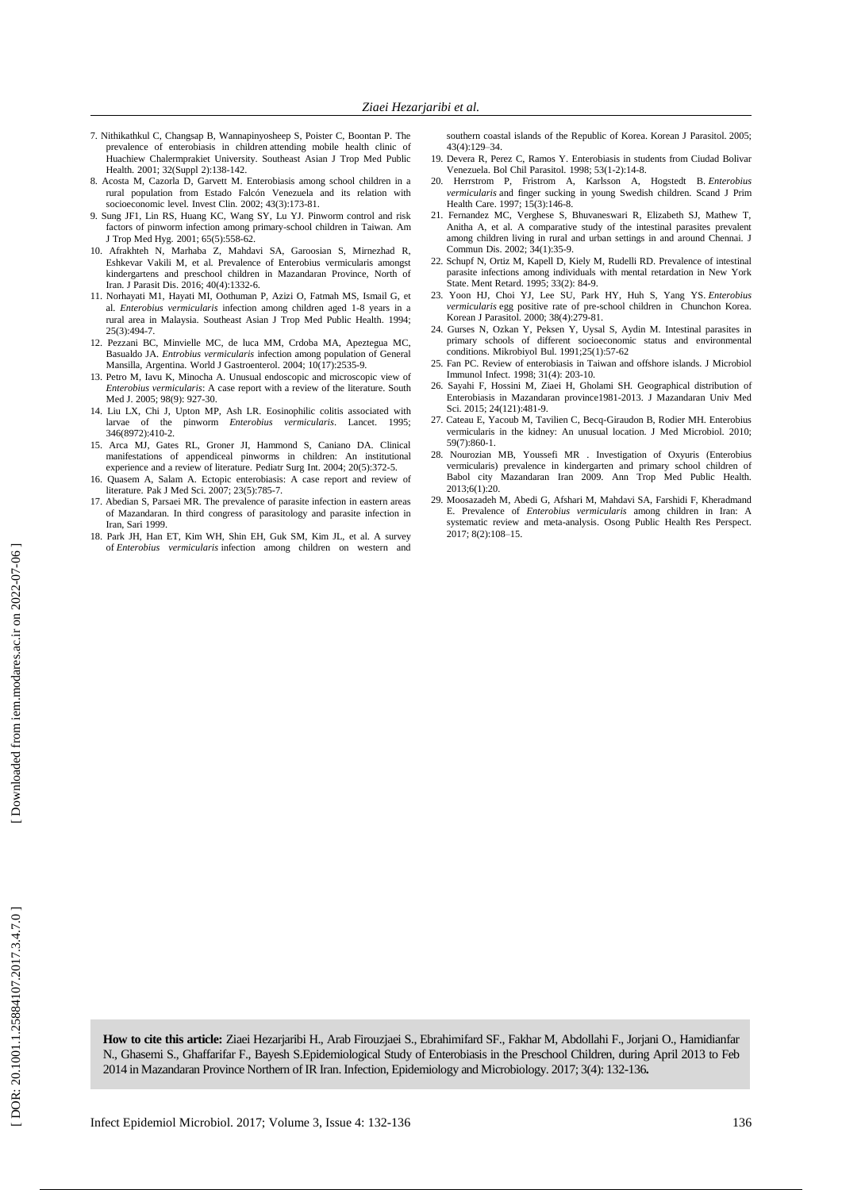7. Nithikathkul C, Changsap B, Wannapinyosheep S, Poister C, Boontan P. The prevalence of enterobiasis in children attending mobile health clinic of Huachiew Chalermprakiet University. Southeast Asian J Trop Med Public Health. 2001; 32(Suppl 2):138-142.
8. Acosta M, Cazorla D, Garvett M. Enterobiasis among school children in a rural population from Estado Falcón Venezuela and its relation with socioeconomic level. Invest Clin. 2002; 43(3):173-81.
9. Sung JF1, Lin RS, Huang KC, Wang SY, Lu YJ. Pinworm control and risk factors of pinworm infection among primary-school children in Taiwan. Am J Trop Med Hyg. 2001; 65(5):558-62.
10. Afrakhteh N, Marhaba Z, Mahdavi SA, Garoosian S, Mirnezhad R, Eshkevar Vakili M, et al. Prevalence of Enterobius vermicularis amongst kindergartens and preschool children in Mazandaran Province, North of Iran. J Parasit Dis. 2016; 40(4):1332-6.
11. Norhayati M1, Hayati MI, Oothuman P, Azizi O, Fatmah MS, Ismail G, et al. *Enterobius vermicularis* infection among children aged 1-8 years in a rural area in Malaysia. Southeast Asian J Trop Med Public Health. 1994; 25(3):494-7.
12. Pezzani BC, Minvielle MC, de luca MM, Crdoba MA, Apeztegua MC, Basualdo JA. *Entrobius vermicularis* infection among population of General Mansilla, Argentina. World J Gastroenterol. 2004; 10(17):2535-9.
13. Petro M, Iavu K, Minocha A. Unusual endoscopic and microscopic view of *Enterobius vermicularis*: A case report with a review of the literature. South Med J. 2005; 98(9): 927-30.
14. Liu LX, Chi J, Upton MP, Ash LR. Eosinophilic colitis associated with larvae of the pinworm *Enterobius vermicularis*. Lancet. 1995; 346(8972):410-2.
15. Arca MJ, Gates RL, Groner JI, Hammond S, Caniano DA. Clinical manifestations of appendiceal pinworms in children: An institutional experience and a review of literature. Pediatr Surg Int. 2004; 20(5):372-5.
16. Quasem A, Salam A. Ectopic enterobiasis: A case report and review of literature. Pak J Med Sci. 2007; 23(5):785-7.
17. Abedian S, Parsaei MR. The prevalence of parasite infection in eastern areas of Mazandaran. In third congress of parasitology and parasite infection in Iran, Sari 1999.
18. Park JH, Han ET, Kim WH, Shin EH, Guk SM, Kim JL, et al. A survey of *Enterobius vermicularis* infection among children on western and southern coastal islands of the Republic of Korea. Korean J Parasitol. 2005; 43(4):129–34.
19. Devera R, Perez C, Ramos Y. Enterobiasis in students from Ciudad Bolivar Venezuela. Bol Chil Parasitol. 1998; 53(1-2):14-8.
20. Herrstrom P, Fristrom A, Karlsson A, Hogstedt B. *Enterobius vermicularis* and finger sucking in young Swedish children. Scand J Prim Health Care. 1997; 15(3):146-8.
21. Fernandez MC, Verghese S, Bhuvaneswari R, Elizabeth SJ, Mathew T, Anitha A, et al. A comparative study of the intestinal parasites prevalent among children living in rural and urban settings in and around Chennai. J Commun Dis. 2002; 34(1):35-9.
22. Schupf N, Ortiz M, Kapell D, Kiely M, Rudelli RD. Prevalence of intestinal parasite infections among individuals with mental retardation in New York State. Ment Retard. 1995; 33(2): 84-9.
23. Yoon HJ, Choi YJ, Lee SU, Park HY, Huh S, Yang YS. *Enterobius vermicularis* egg positive rate of pre-school children in Chunchon Korea. Korean J Parasitol. 2000; 38(4):279-81.
24. Gurses N, Ozkan Y, Peksen Y, Uysal S, Aydin M. Intestinal parasites in primary schools of different socioeconomic status and environmental conditions. Mikrobiyol Bul. 1991;25(1):57-62
25. Fan PC. Review of enterobiasis in Taiwan and offshore islands. J Microbiol Immunol Infect. 1998; 31(4): 203-10.
26. Sayahi F, Hossini M, Ziaei H, Gholami SH. Geographical distribution of Enterobiasis in Mazandaran province1981-2013. J Mazandaran Univ Med Sci. 2015; 24(121):481-9.
27. Cateau E, Yacoub M, Tavilien C, Becq-Giraudon B, Rodier MH. Enterobius vermicularis in the kidney: An unusual location. J Med Microbiol. 2010; 59(7):860-1.
28. Nourozian MB, Youssefi MR . Investigation of Oxyuris (Enterobius vermicularis) prevalence in kindergarten and primary school children of Babol city Mazandaran Iran 2009. Ann Trop Med Public Health. 2013;6(1):20.
29. Moosazadeh M, Abedi G, Afshari M, Mahdavi SA, Farshidi F, Kheradmand E. Prevalence of *Enterobius vermicularis* among children in Iran: A systematic review and meta-analysis. Osong Public Health Res Perspect. 2017; 8(2):108–15.

**How to cite this article:** Ziaei Hezarjaribi H., Arab Firouzjaei S., Ebrahimifard SF., Fakhar M, Abdollahi F., Jorjani O., Hamidianfar N., Ghasemi S., Ghaffarifar F., Bayesh S.Epidemiological Study of Enterobiasis in the Preschool Children, during April 2013 to Feb 2014 in Mazandaran Province Northern of IR Iran. Infection, Epidemiology and Microbiology. 2017; 3(4): 132-136**.**